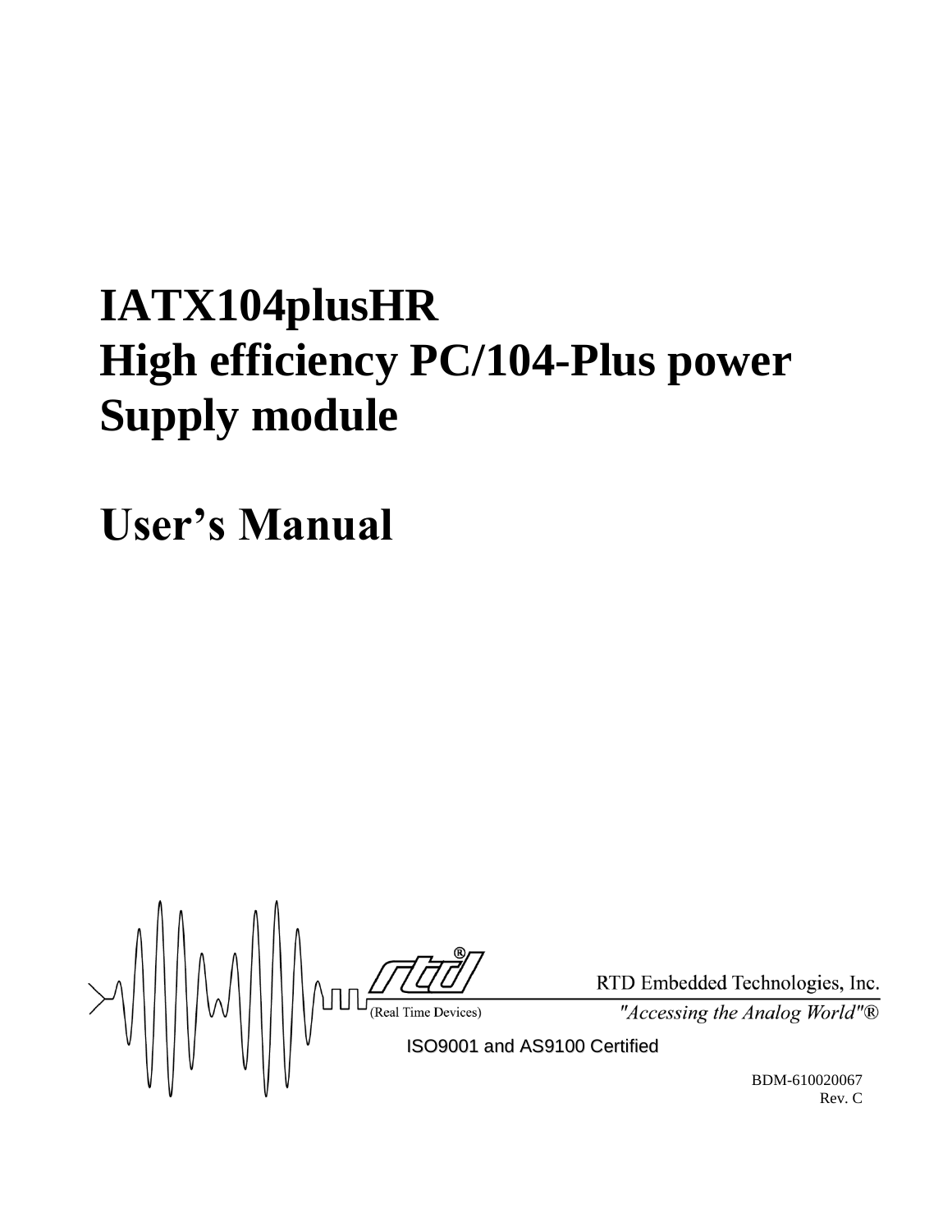# IATX104plusHR
# High efficiency PC/104-Plus power Supply module

# User's Manual

RTD Embedded Technologies, Inc.

(Real Time Devices)

*"Accessing the Analog World"®*

ISO9001 and AS9100 Certified

BDM-610020067
Rev. C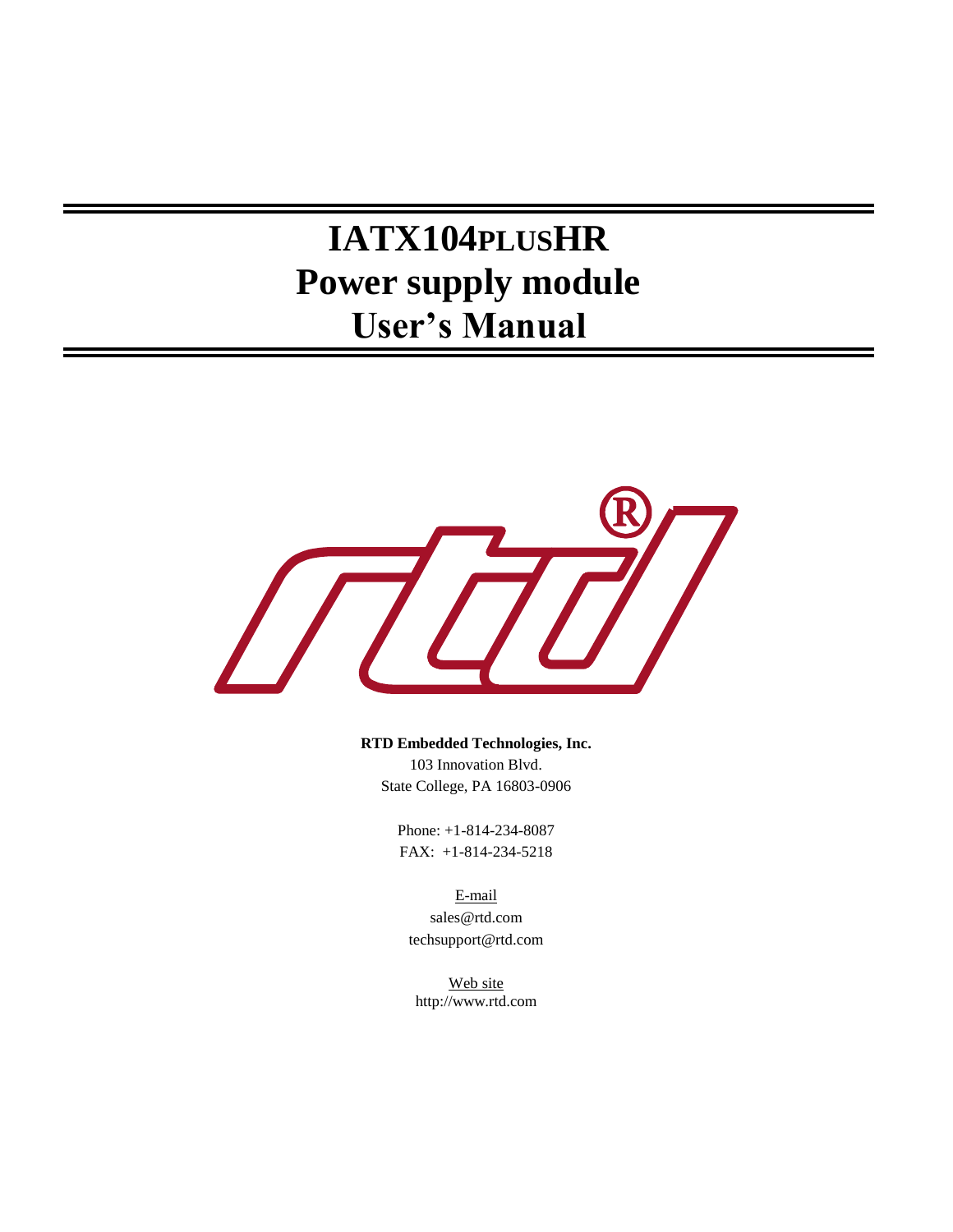# IATX104PLUSHR Power supply module User's Manual

**RTD Embedded Technologies, Inc.**
103 Innovation Blvd.
State College, PA 16803-0906

Phone: +1-814-234-8087
FAX: +1-814-234-5218

E-mail
sales@rtd.com
techsupport@rtd.com

Web site
http://www.rtd.com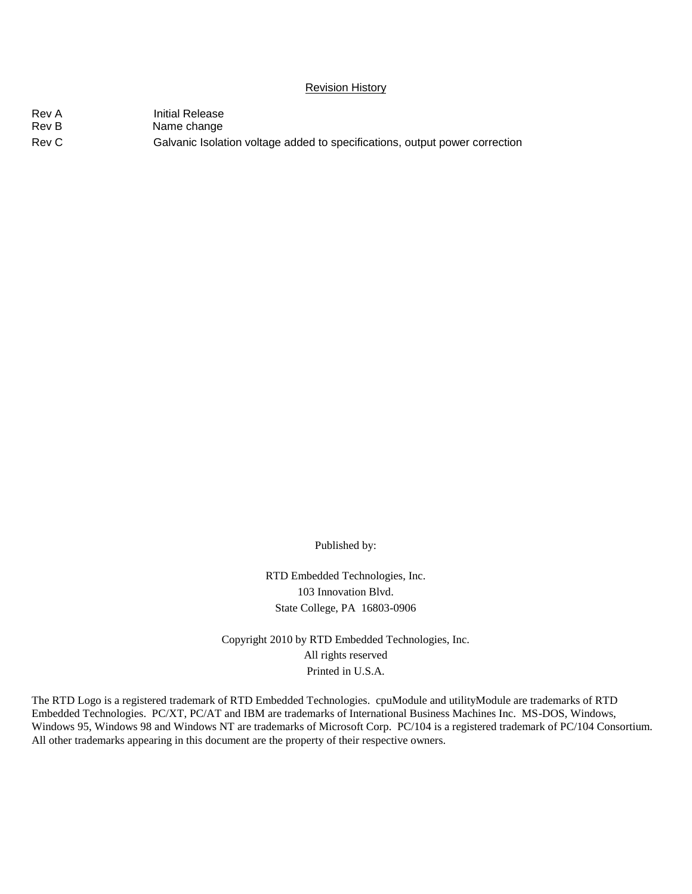## Revision History

| | |
|---|---|
| Rev A | Initial Release |
| Rev B | Name change |
| Rev C | Galvanic Isolation voltage added to specifications, output power correction |

Published by:

RTD Embedded Technologies, Inc.
103 Innovation Blvd.
State College, PA 16803-0906

Copyright 2010 by RTD Embedded Technologies, Inc.
All rights reserved
Printed in U.S.A.

The RTD Logo is a registered trademark of RTD Embedded Technologies. cpuModule and utilityModule are trademarks of RTD Embedded Technologies. PC/XT, PC/AT and IBM are trademarks of International Business Machines Inc. MS-DOS, Windows, Windows 95, Windows 98 and Windows NT are trademarks of Microsoft Corp. PC/104 is a registered trademark of PC/104 Consortium. All other trademarks appearing in this document are the property of their respective owners.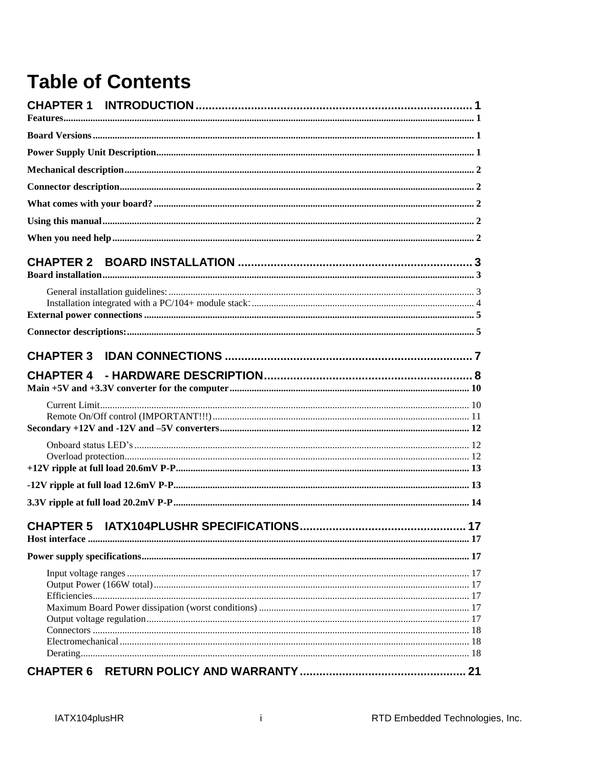# Table of Contents

**CHAPTER 1 INTRODUCTION** ..... 1

Features ..... 1

Board Versions ..... 1

Power Supply Unit Description ..... 1

Mechanical description ..... 2

Connector description ..... 2

What comes with your board? ..... 2

Using this manual ..... 2

When you need help ..... 2

**CHAPTER 2 BOARD INSTALLATION** ..... 3

Board installation ..... 3

- General installation guidelines: ..... 3
- Installation integrated with a PC/104+ module stack: ..... 4

External power connections ..... 5

Connector descriptions: ..... 5

**CHAPTER 3 IDAN CONNECTIONS** ..... 7

**CHAPTER 4 - HARDWARE DESCRIPTION** ..... 8

Main +5V and +3.3V converter for the computer ..... 10

- Current Limit ..... 10
- Remote On/Off control (IMPORTANT!!!) ..... 11

Secondary +12V and -12V and –5V converters ..... 12

- Onboard status LED's ..... 12
- Overload protection ..... 12

+12V ripple at full load 20.6mV P-P ..... 13

-12V ripple at full load 12.6mV P-P ..... 13

3.3V ripple at full load 20.2mV P-P ..... 14

**CHAPTER 5 IATX104PLUSHR SPECIFICATIONS** ..... 17

Host interface ..... 17

Power supply specifications ..... 17

- Input voltage ranges ..... 17
- Output Power (166W total) ..... 17
- Efficiencies ..... 17
- Maximum Board Power dissipation (worst conditions) ..... 17
- Output voltage regulation ..... 17
- Connectors ..... 18
- Electromechanical ..... 18
- Derating ..... 18

**CHAPTER 6 RETURN POLICY AND WARRANTY** ..... 21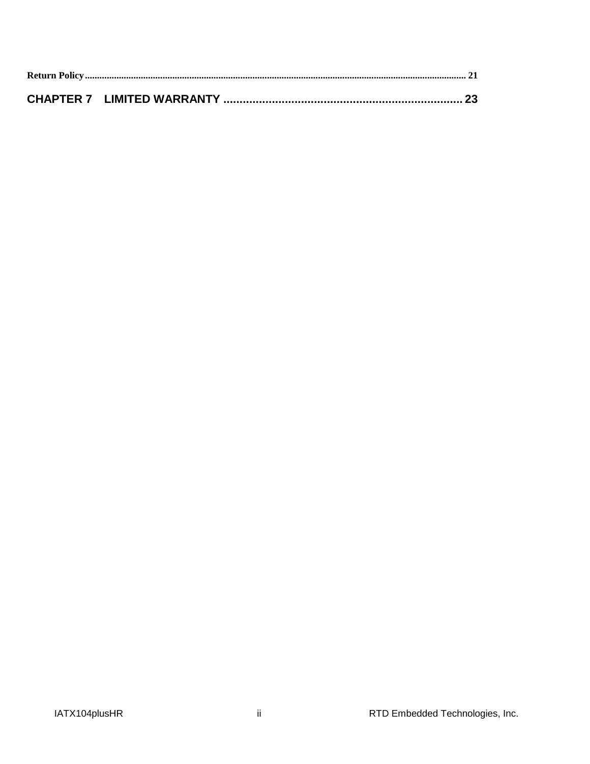Return Policy........................................................................................................................................................... 21

**CHAPTER 7 LIMITED WARRANTY .......................................................................... 23**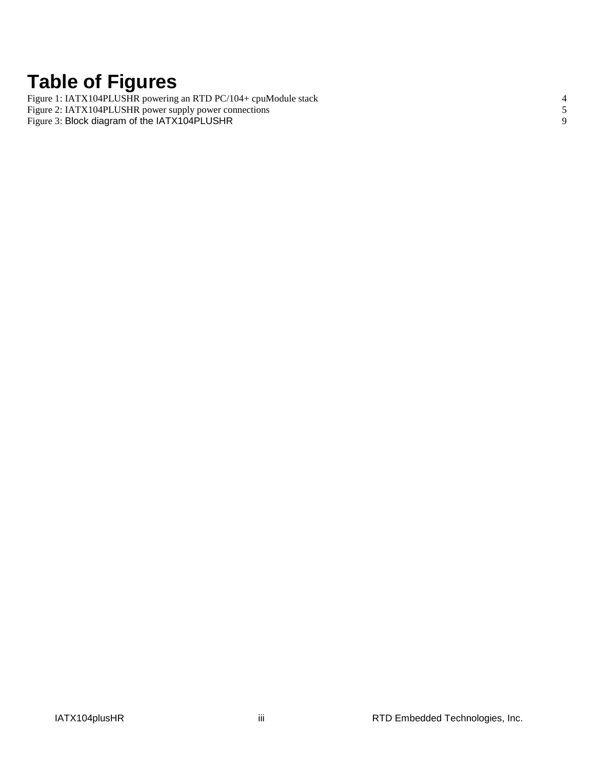# Table of Figures

Figure 1: IATX104PLUSHR powering an RTD PC/104+ cpuModule stack 4
Figure 2: IATX104PLUSHR power supply power connections 5
Figure 3: Block diagram of the IATX104PLUSHR 9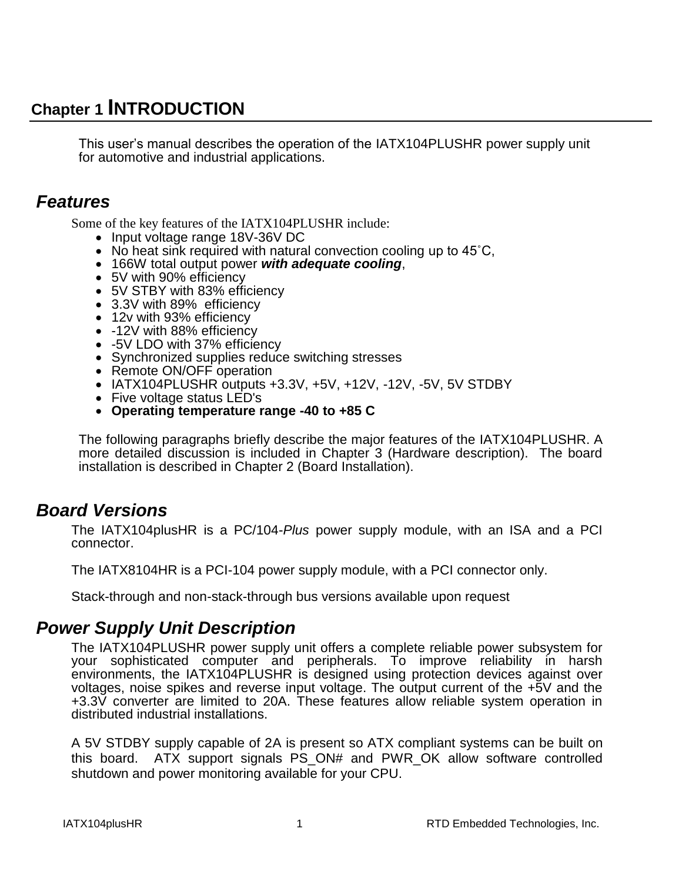# Chapter 1 INTRODUCTION

This user's manual describes the operation of the IATX104PLUSHR power supply unit for automotive and industrial applications.

## Features

Some of the key features of the IATX104PLUSHR include:

- Input voltage range 18V-36V DC
- No heat sink required with natural convection cooling up to 45˚C,
- 166W total output power ***with adequate cooling***,
- 5V with 90% efficiency
- 5V STBY with 83% efficiency
- 3.3V with 89% efficiency
- 12v with 93% efficiency
- -12V with 88% efficiency
- -5V LDO with 37% efficiency
- Synchronized supplies reduce switching stresses
- Remote ON/OFF operation
- IATX104PLUSHR outputs +3.3V, +5V, +12V, -12V, -5V, 5V STDBY
- Five voltage status LED's
- **Operating temperature range -40 to +85 C**

The following paragraphs briefly describe the major features of the IATX104PLUSHR. A more detailed discussion is included in Chapter 3 (Hardware description). The board installation is described in Chapter 2 (Board Installation).

## Board Versions

The IATX104plusHR is a PC/104-*Plus* power supply module, with an ISA and a PCI connector.

The IATX8104HR is a PCI-104 power supply module, with a PCI connector only.

Stack-through and non-stack-through bus versions available upon request

## Power Supply Unit Description

The IATX104PLUSHR power supply unit offers a complete reliable power subsystem for your sophisticated computer and peripherals. To improve reliability in harsh environments, the IATX104PLUSHR is designed using protection devices against over voltages, noise spikes and reverse input voltage. The output current of the +5V and the +3.3V converter are limited to 20A. These features allow reliable system operation in distributed industrial installations.

A 5V STDBY supply capable of 2A is present so ATX compliant systems can be built on this board. ATX support signals PS_ON# and PWR_OK allow software controlled shutdown and power monitoring available for your CPU.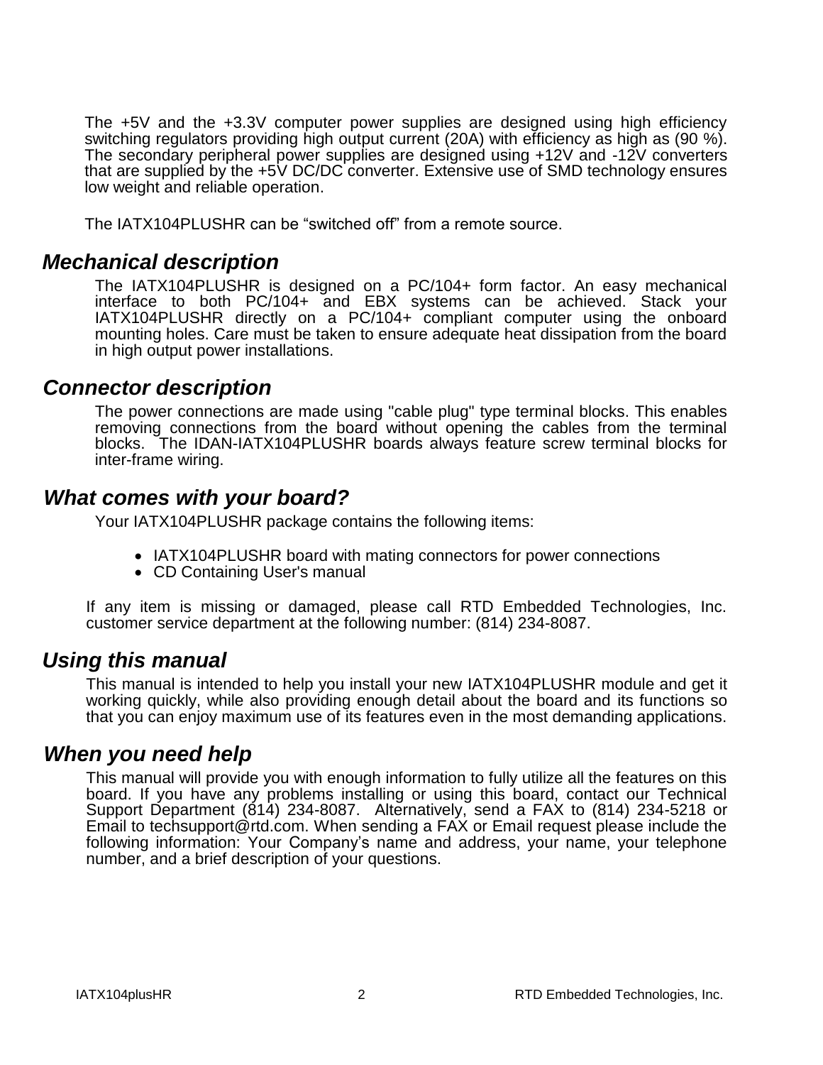The +5V and the +3.3V computer power supplies are designed using high efficiency switching regulators providing high output current (20A) with efficiency as high as (90 %). The secondary peripheral power supplies are designed using +12V and -12V converters that are supplied by the +5V DC/DC converter. Extensive use of SMD technology ensures low weight and reliable operation.

The IATX104PLUSHR can be "switched off" from a remote source.

## *Mechanical description*

The IATX104PLUSHR is designed on a PC/104+ form factor. An easy mechanical interface to both PC/104+ and EBX systems can be achieved. Stack your IATX104PLUSHR directly on a PC/104+ compliant computer using the onboard mounting holes. Care must be taken to ensure adequate heat dissipation from the board in high output power installations.

## *Connector description*

The power connections are made using "cable plug" type terminal blocks. This enables removing connections from the board without opening the cables from the terminal blocks. The IDAN-IATX104PLUSHR boards always feature screw terminal blocks for inter-frame wiring.

## *What comes with your board?*

Your IATX104PLUSHR package contains the following items:

- IATX104PLUSHR board with mating connectors for power connections
- CD Containing User's manual

If any item is missing or damaged, please call RTD Embedded Technologies, Inc. customer service department at the following number: (814) 234-8087.

## *Using this manual*

This manual is intended to help you install your new IATX104PLUSHR module and get it working quickly, while also providing enough detail about the board and its functions so that you can enjoy maximum use of its features even in the most demanding applications.

## *When you need help*

This manual will provide you with enough information to fully utilize all the features on this board. If you have any problems installing or using this board, contact our Technical Support Department (814) 234-8087. Alternatively, send a FAX to (814) 234-5218 or Email to techsupport@rtd.com. When sending a FAX or Email request please include the following information: Your Company's name and address, your name, your telephone number, and a brief description of your questions.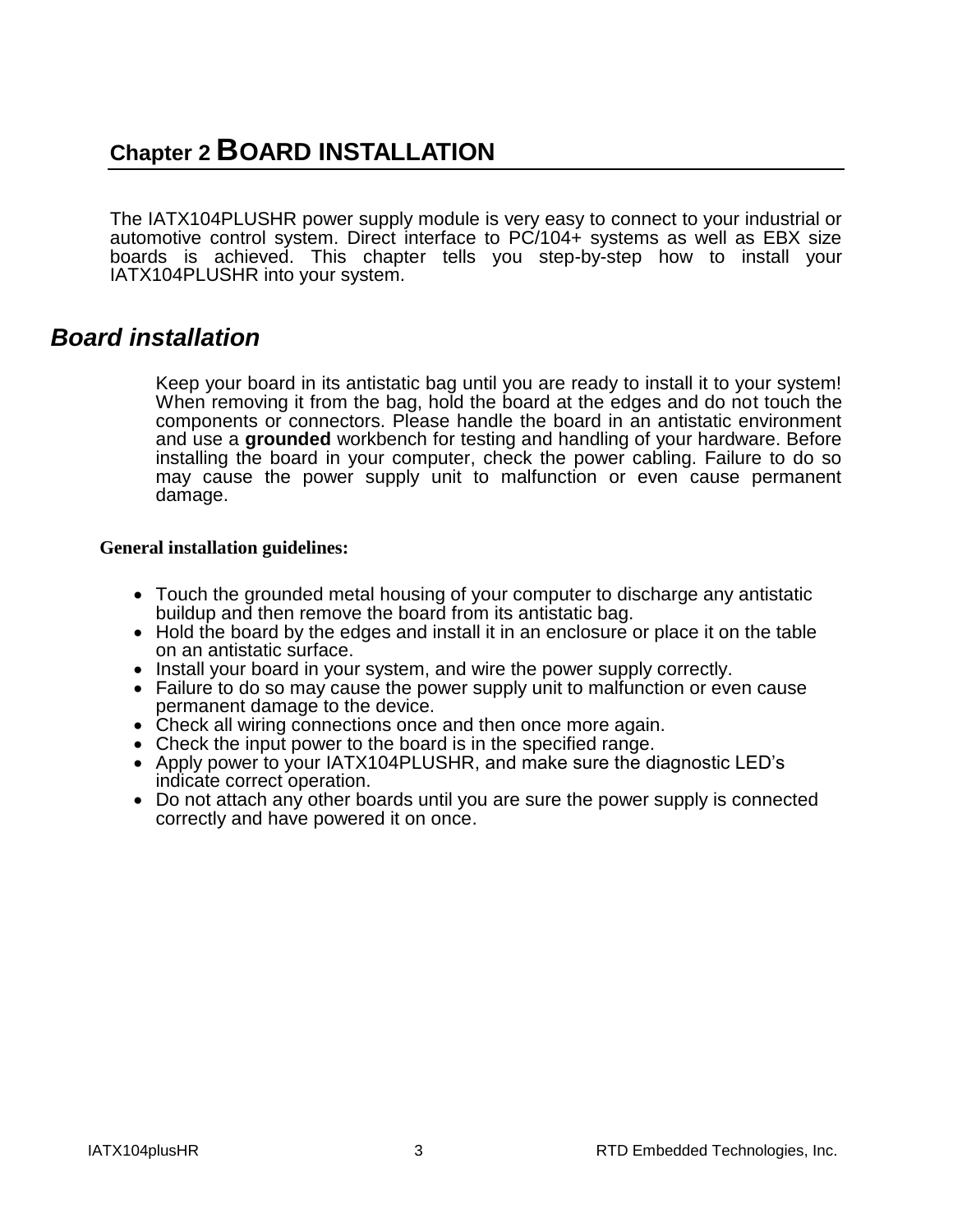# Chapter 2 BOARD INSTALLATION

The IATX104PLUSHR power supply module is very easy to connect to your industrial or automotive control system. Direct interface to PC/104+ systems as well as EBX size boards is achieved. This chapter tells you step-by-step how to install your IATX104PLUSHR into your system.

## *Board installation*

Keep your board in its antistatic bag until you are ready to install it to your system! When removing it from the bag, hold the board at the edges and do not touch the components or connectors. Please handle the board in an antistatic environment and use a **grounded** workbench for testing and handling of your hardware. Before installing the board in your computer, check the power cabling. Failure to do so may cause the power supply unit to malfunction or even cause permanent damage.

**General installation guidelines:**

- Touch the grounded metal housing of your computer to discharge any antistatic buildup and then remove the board from its antistatic bag.
- Hold the board by the edges and install it in an enclosure or place it on the table on an antistatic surface.
- Install your board in your system, and wire the power supply correctly.
- Failure to do so may cause the power supply unit to malfunction or even cause permanent damage to the device.
- Check all wiring connections once and then once more again.
- Check the input power to the board is in the specified range.
- Apply power to your IATX104PLUSHR, and make sure the diagnostic LED's indicate correct operation.
- Do not attach any other boards until you are sure the power supply is connected correctly and have powered it on once.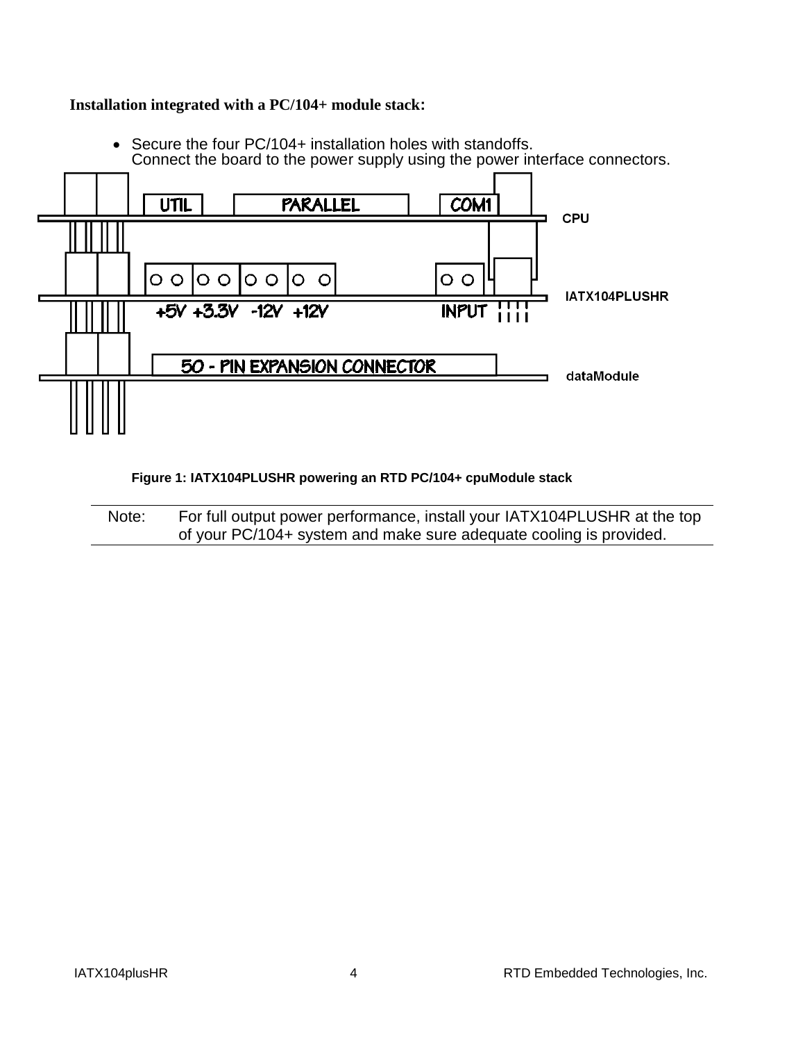**Installation integrated with a PC/104+ module stack:**

- Secure the four PC/104+ installation holes with standoffs.
  Connect the board to the power supply using the power interface connectors.

**Figure 1: IATX104PLUSHR powering an RTD PC/104+ cpuModule stack**

---

Note: For full output power performance, install your IATX104PLUSHR at the top of your PC/104+ system and make sure adequate cooling is provided.

---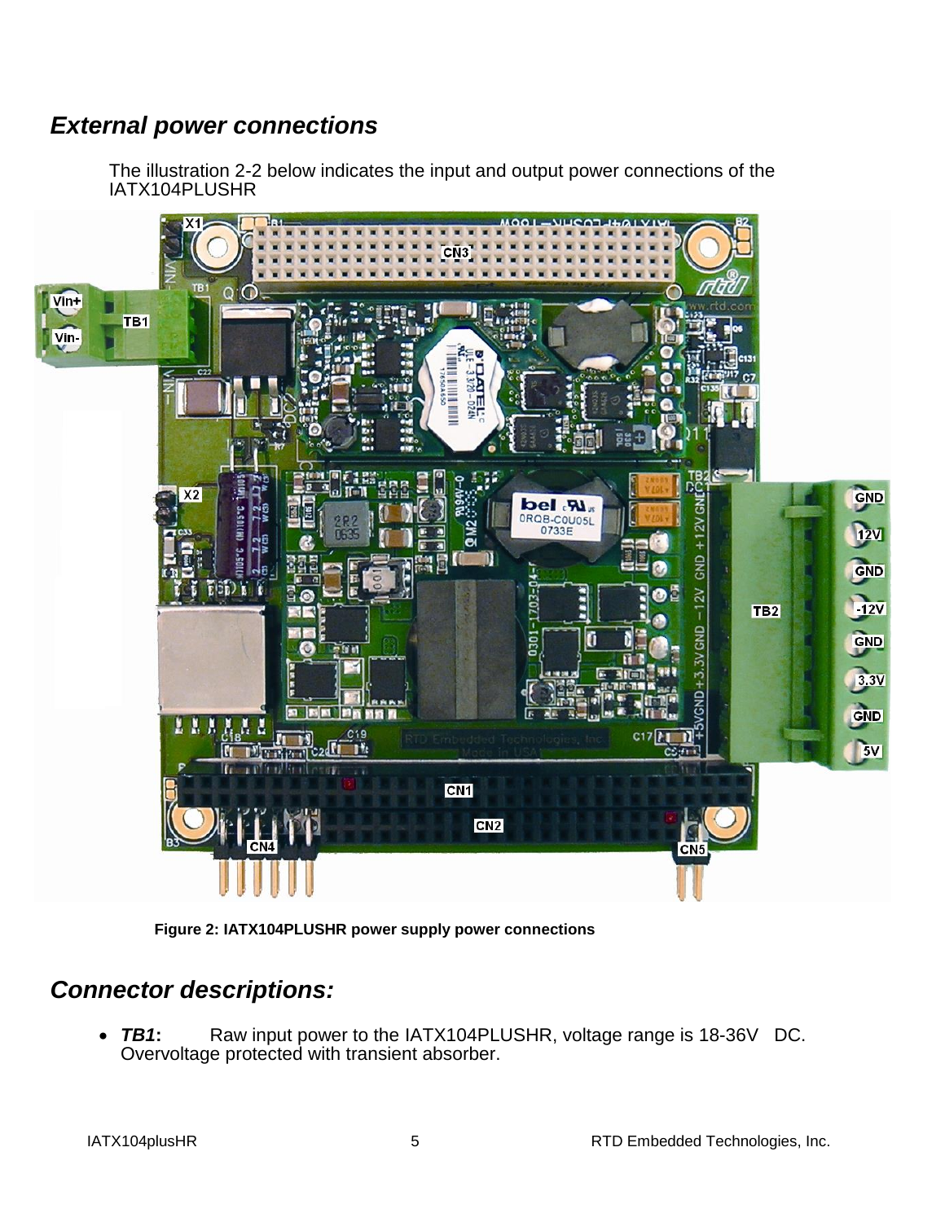## External power connections

The illustration 2-2 below indicates the input and output power connections of the IATX104PLUSHR

Figure 2: IATX104PLUSHR power supply power connections

## Connector descriptions:

- ***TB1*:** Raw input power to the IATX104PLUSHR, voltage range is 18-36V DC. Overvoltage protected with transient absorber.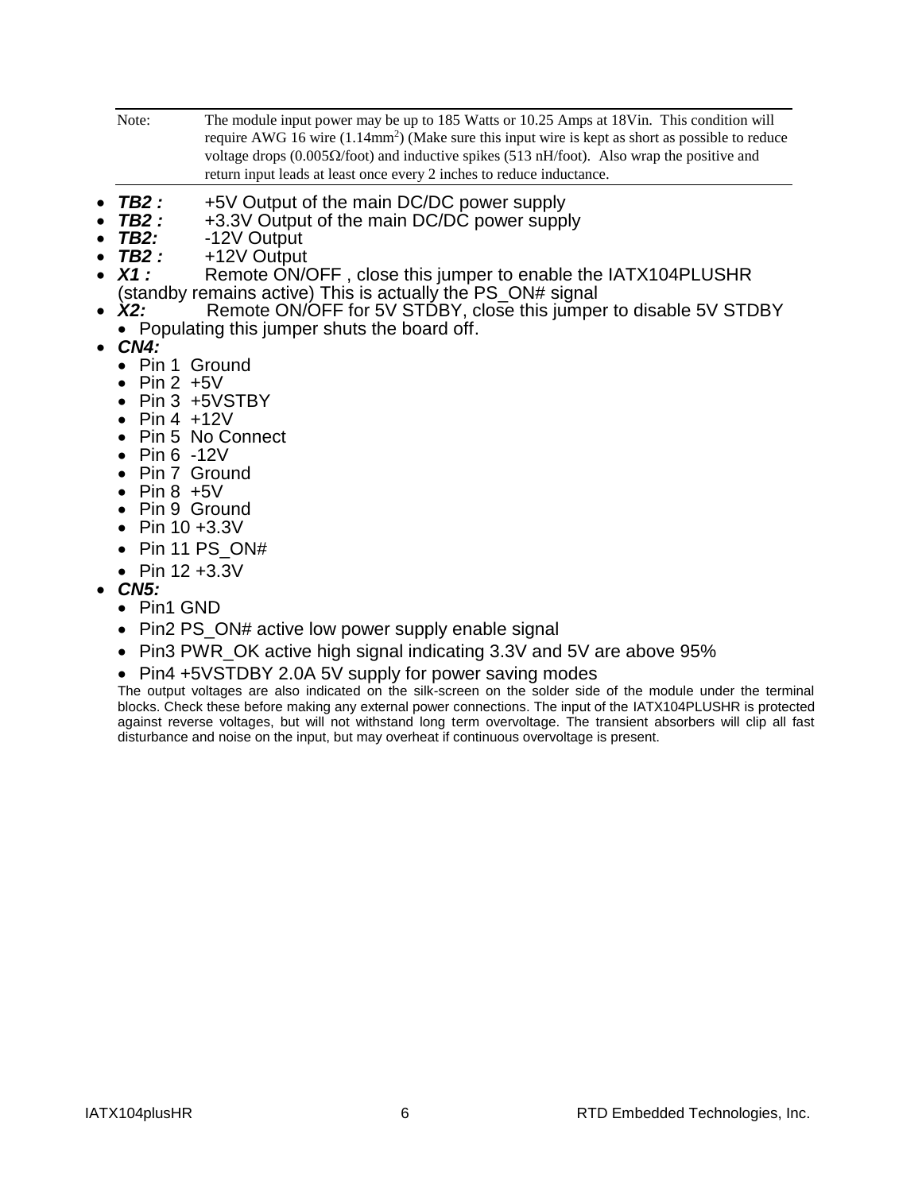| Note: | The module input power may be up to 185 Watts or 10.25 Amps at 18Vin. This condition will require AWG 16 wire (1.14mm$^2$) (Make sure this input wire is kept as short as possible to reduce voltage drops (0.005Ω/foot) and inductive spikes (513 nH/foot). Also wrap the positive and return input leads at least once every 2 inches to reduce inductance. |
|---|---|

- ***TB2 :*** +5V Output of the main DC/DC power supply
- ***TB2 :*** +3.3V Output of the main DC/DC power supply
- ***TB2:*** -12V Output
- ***TB2 :*** +12V Output
- ***X1 :*** Remote ON/OFF , close this jumper to enable the IATX104PLUSHR (standby remains active) This is actually the PS_ON# signal
- ***X2:*** Remote ON/OFF for 5V STDBY, close this jumper to disable 5V STDBY
  - Populating this jumper shuts the board off.
- ***CN4:***
  - Pin 1 Ground
  - Pin 2 +5V
  - Pin 3 +5VSTBY
  - Pin 4 +12V
  - Pin 5 No Connect
  - Pin 6 -12V
  - Pin 7 Ground
  - Pin 8 +5V
  - Pin 9 Ground
  - Pin 10 +3.3V
  - Pin 11 PS_ON#
  - Pin 12 +3.3V
- ***CN5:***
  - Pin1 GND
  - Pin2 PS_ON# active low power supply enable signal
  - Pin3 PWR_OK active high signal indicating 3.3V and 5V are above 95%
  - Pin4 +5VSTDBY 2.0A 5V supply for power saving modes

The output voltages are also indicated on the silk-screen on the solder side of the module under the terminal blocks. Check these before making any external power connections. The input of the IATX104PLUSHR is protected against reverse voltages, but will not withstand long term overvoltage. The transient absorbers will clip all fast disturbance and noise on the input, but may overheat if continuous overvoltage is present.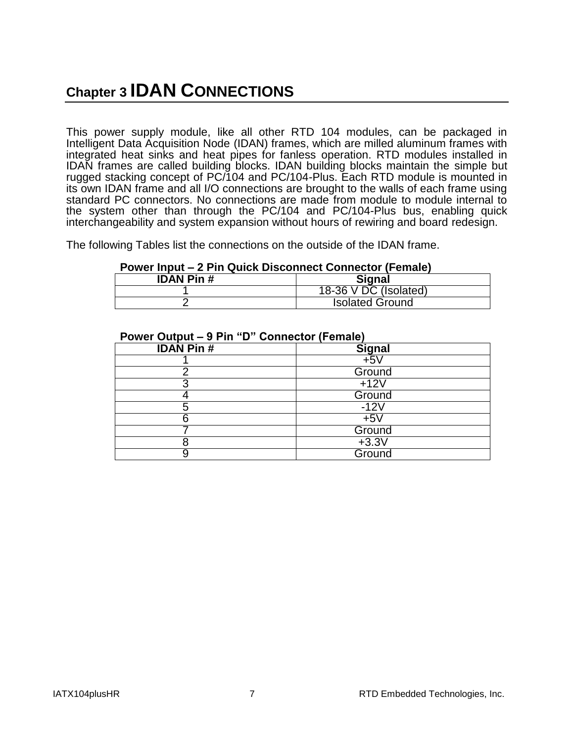# Chapter 3 IDAN CONNECTIONS

This power supply module, like all other RTD 104 modules, can be packaged in Intelligent Data Acquisition Node (IDAN) frames, which are milled aluminum frames with integrated heat sinks and heat pipes for fanless operation. RTD modules installed in IDAN frames are called building blocks. IDAN building blocks maintain the simple but rugged stacking concept of PC/104 and PC/104-Plus. Each RTD module is mounted in its own IDAN frame and all I/O connections are brought to the walls of each frame using standard PC connectors. No connections are made from module to module internal to the system other than through the PC/104 and PC/104-Plus bus, enabling quick interchangeability and system expansion without hours of rewiring and board redesign.

The following Tables list the connections on the outside of the IDAN frame.

**Power Input – 2 Pin Quick Disconnect Connector (Female)**

| IDAN Pin # | Signal |
|---|---|
| 1 | 18-36 V DC (Isolated) |
| 2 | Isolated Ground |

**Power Output – 9 Pin "D" Connector (Female)**

| IDAN Pin # | Signal |
|---|---|
| 1 | +5V |
| 2 | Ground |
| 3 | +12V |
| 4 | Ground |
| 5 | -12V |
| 6 | +5V |
| 7 | Ground |
| 8 | +3.3V |
| 9 | Ground |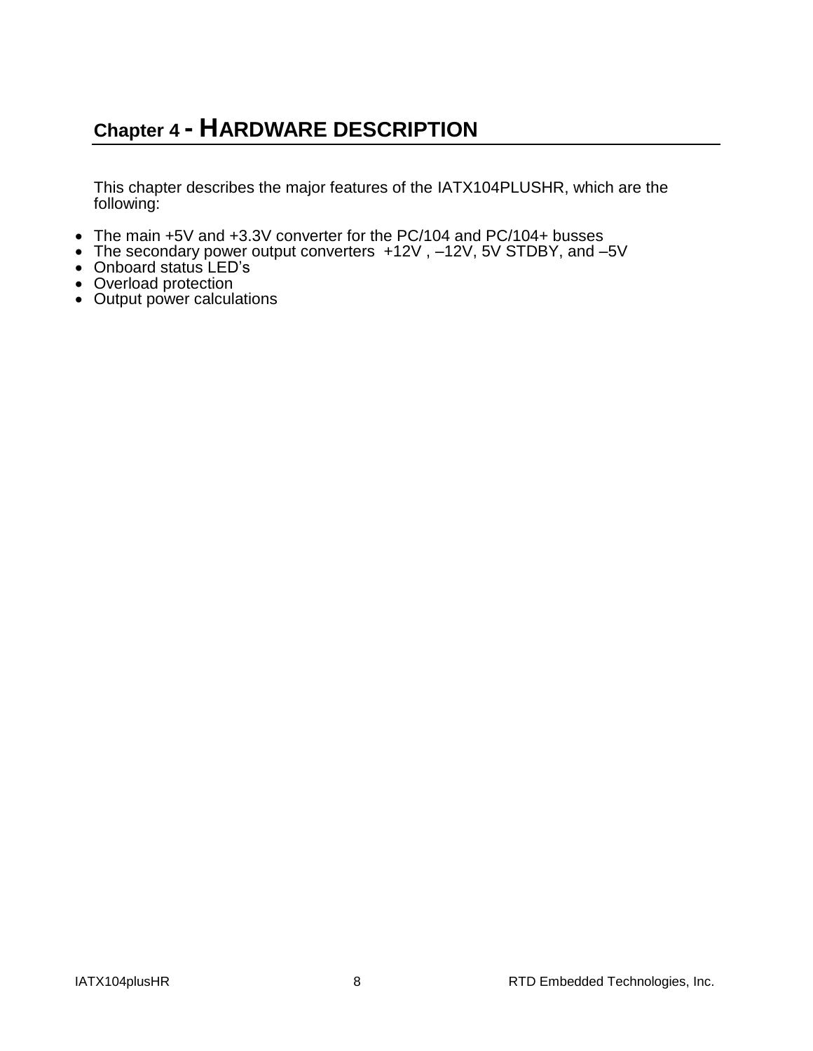# Chapter 4 - HARDWARE DESCRIPTION

This chapter describes the major features of the IATX104PLUSHR, which are the following:

- The main +5V and +3.3V converter for the PC/104 and PC/104+ busses
- The secondary power output converters  +12V , –12V, 5V STDBY, and –5V
- Onboard status LED's
- Overload protection
- Output power calculations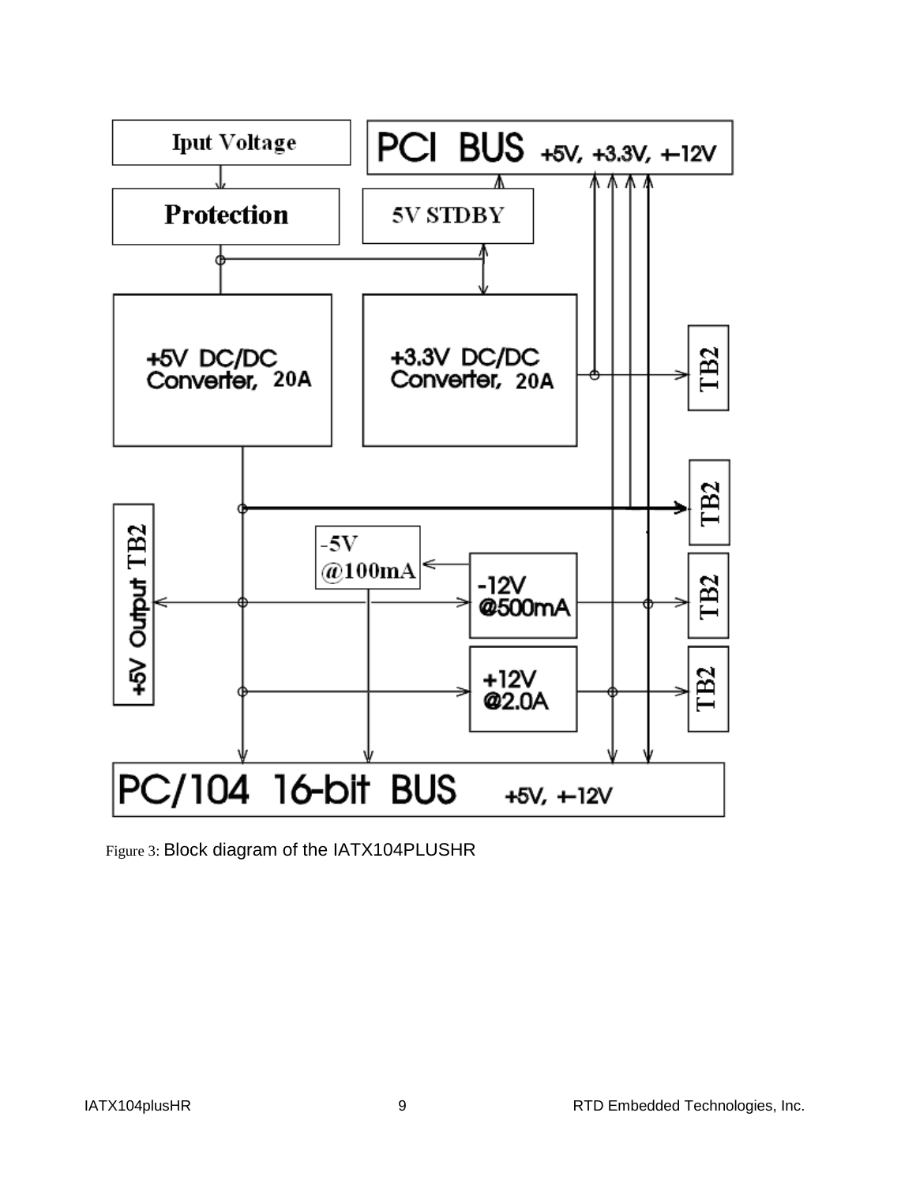Figure 3: Block diagram of the IATX104PLUSHR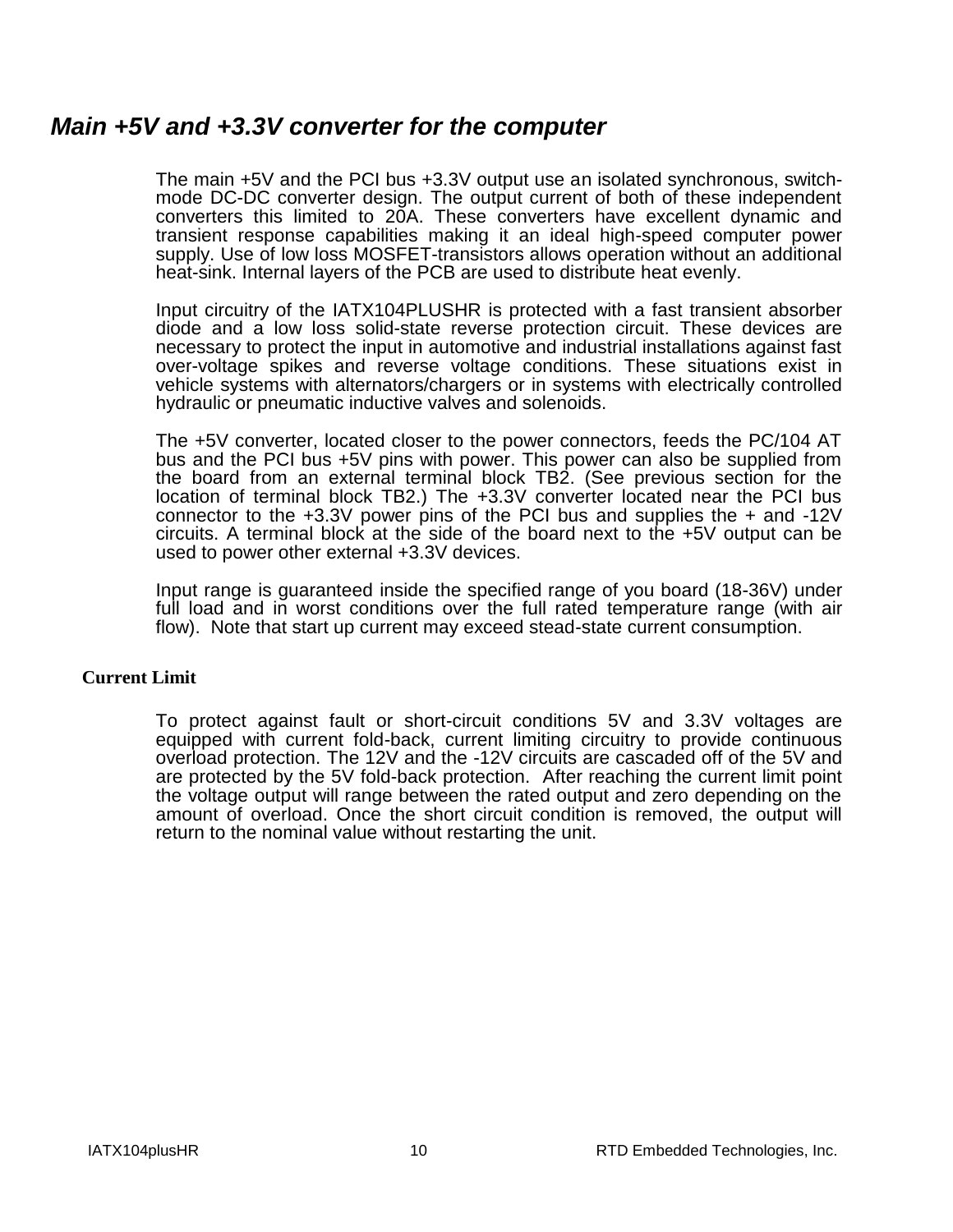## *Main +5V and +3.3V converter for the computer*

The main +5V and the PCI bus +3.3V output use an isolated synchronous, switch-mode DC-DC converter design. The output current of both of these independent converters this limited to 20A. These converters have excellent dynamic and transient response capabilities making it an ideal high-speed computer power supply. Use of low loss MOSFET-transistors allows operation without an additional heat-sink. Internal layers of the PCB are used to distribute heat evenly.

Input circuitry of the IATX104PLUSHR is protected with a fast transient absorber diode and a low loss solid-state reverse protection circuit. These devices are necessary to protect the input in automotive and industrial installations against fast over-voltage spikes and reverse voltage conditions. These situations exist in vehicle systems with alternators/chargers or in systems with electrically controlled hydraulic or pneumatic inductive valves and solenoids.

The +5V converter, located closer to the power connectors, feeds the PC/104 AT bus and the PCI bus +5V pins with power. This power can also be supplied from the board from an external terminal block TB2. (See previous section for the location of terminal block TB2.) The +3.3V converter located near the PCI bus connector to the +3.3V power pins of the PCI bus and supplies the + and -12V circuits. A terminal block at the side of the board next to the +5V output can be used to power other external +3.3V devices.

Input range is guaranteed inside the specified range of you board (18-36V) under full load and in worst conditions over the full rated temperature range (with air flow). Note that start up current may exceed stead-state current consumption.

### Current Limit

To protect against fault or short-circuit conditions 5V and 3.3V voltages are equipped with current fold-back, current limiting circuitry to provide continuous overload protection. The 12V and the -12V circuits are cascaded off of the 5V and are protected by the 5V fold-back protection. After reaching the current limit point the voltage output will range between the rated output and zero depending on the amount of overload. Once the short circuit condition is removed, the output will return to the nominal value without restarting the unit.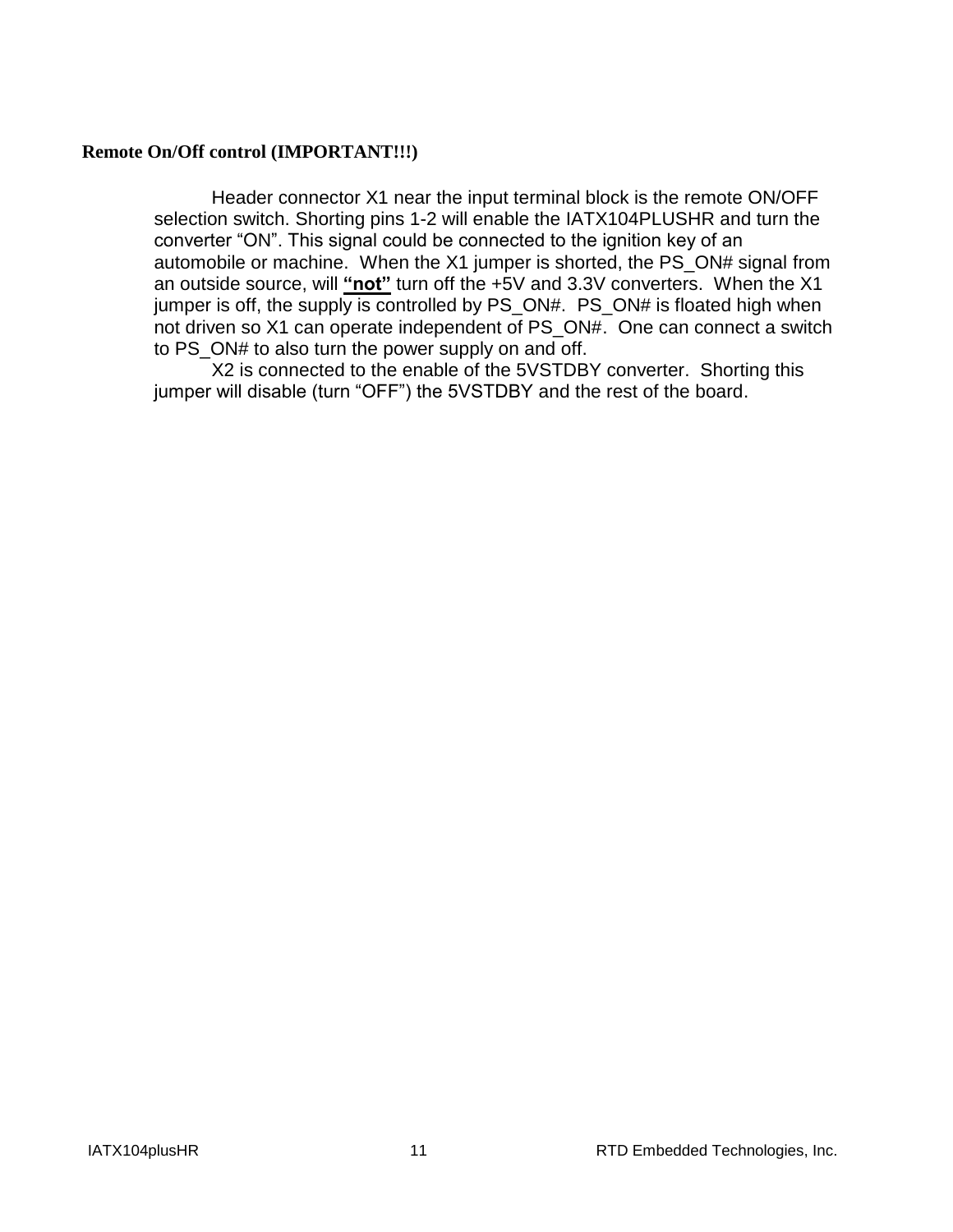## Remote On/Off control (IMPORTANT!!!)

Header connector X1 near the input terminal block is the remote ON/OFF selection switch. Shorting pins 1-2 will enable the IATX104PLUSHR and turn the converter “ON”. This signal could be connected to the ignition key of an automobile or machine. When the X1 jumper is shorted, the PS_ON# signal from an outside source, will **“not”** turn off the +5V and 3.3V converters. When the X1 jumper is off, the supply is controlled by PS_ON#. PS_ON# is floated high when not driven so X1 can operate independent of PS_ON#. One can connect a switch to PS_ON# to also turn the power supply on and off.

X2 is connected to the enable of the 5VSTDBY converter. Shorting this jumper will disable (turn “OFF”) the 5VSTDBY and the rest of the board.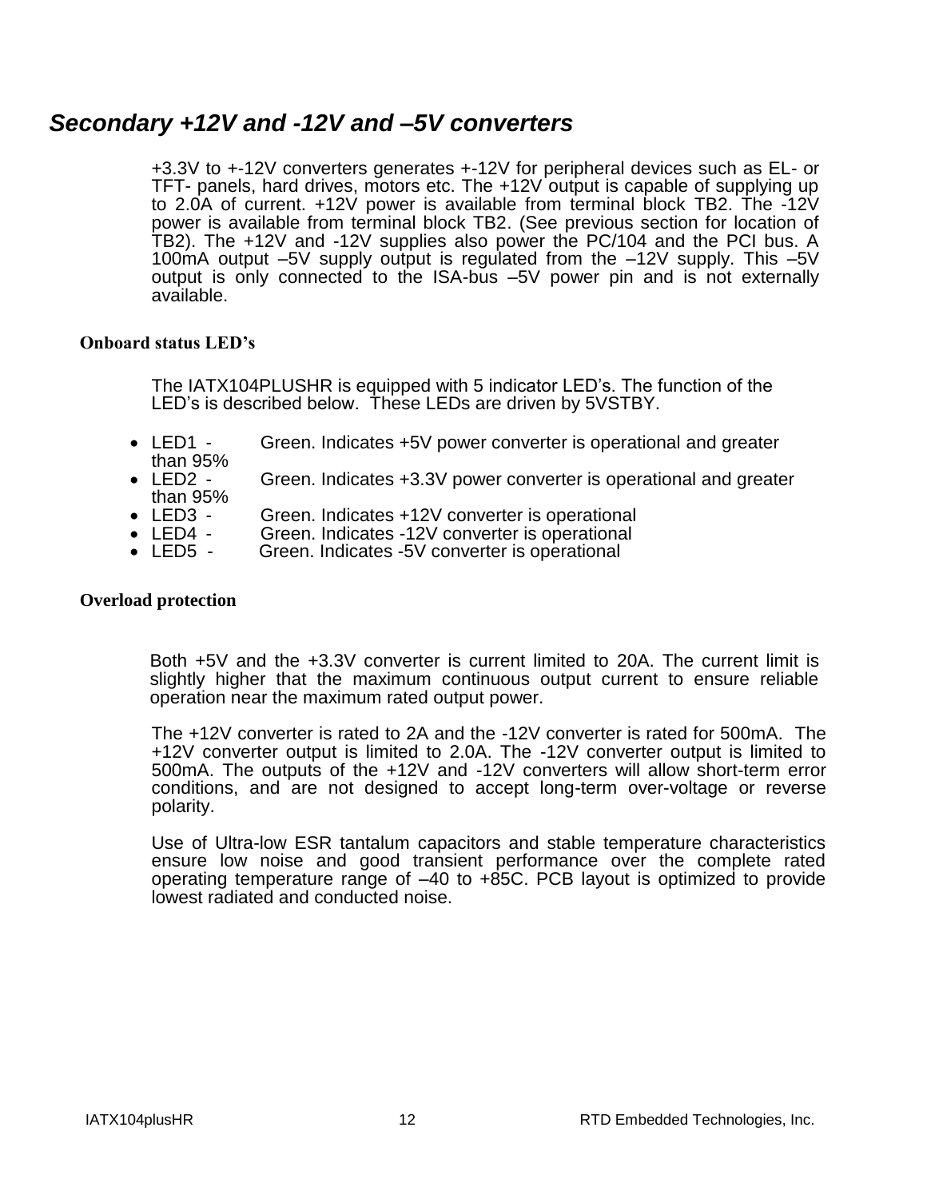## *Secondary +12V and -12V and –5V converters*

+3.3V to +-12V converters generates +-12V for peripheral devices such as EL- or TFT- panels, hard drives, motors etc. The +12V output is capable of supplying up to 2.0A of current. +12V power is available from terminal block TB2. The -12V power is available from terminal block TB2. (See previous section for location of TB2). The +12V and -12V supplies also power the PC/104 and the PCI bus. A 100mA output –5V supply output is regulated from the –12V supply. This –5V output is only connected to the ISA-bus –5V power pin and is not externally available.

### Onboard status LED's

The IATX104PLUSHR is equipped with 5 indicator LED's. The function of the LED's is described below. These LEDs are driven by 5VSTBY.

- LED1 - Green. Indicates +5V power converter is operational and greater than 95%
- LED2 - Green. Indicates +3.3V power converter is operational and greater than 95%
- LED3 - Green. Indicates +12V converter is operational
- LED4 - Green. Indicates -12V converter is operational
- LED5 - Green. Indicates -5V converter is operational

### Overload protection

Both +5V and the +3.3V converter is current limited to 20A. The current limit is slightly higher that the maximum continuous output current to ensure reliable operation near the maximum rated output power.

The +12V converter is rated to 2A and the -12V converter is rated for 500mA. The +12V converter output is limited to 2.0A. The -12V converter output is limited to 500mA. The outputs of the +12V and -12V converters will allow short-term error conditions, and are not designed to accept long-term over-voltage or reverse polarity.

Use of Ultra-low ESR tantalum capacitors and stable temperature characteristics ensure low noise and good transient performance over the complete rated operating temperature range of –40 to +85C. PCB layout is optimized to provide lowest radiated and conducted noise.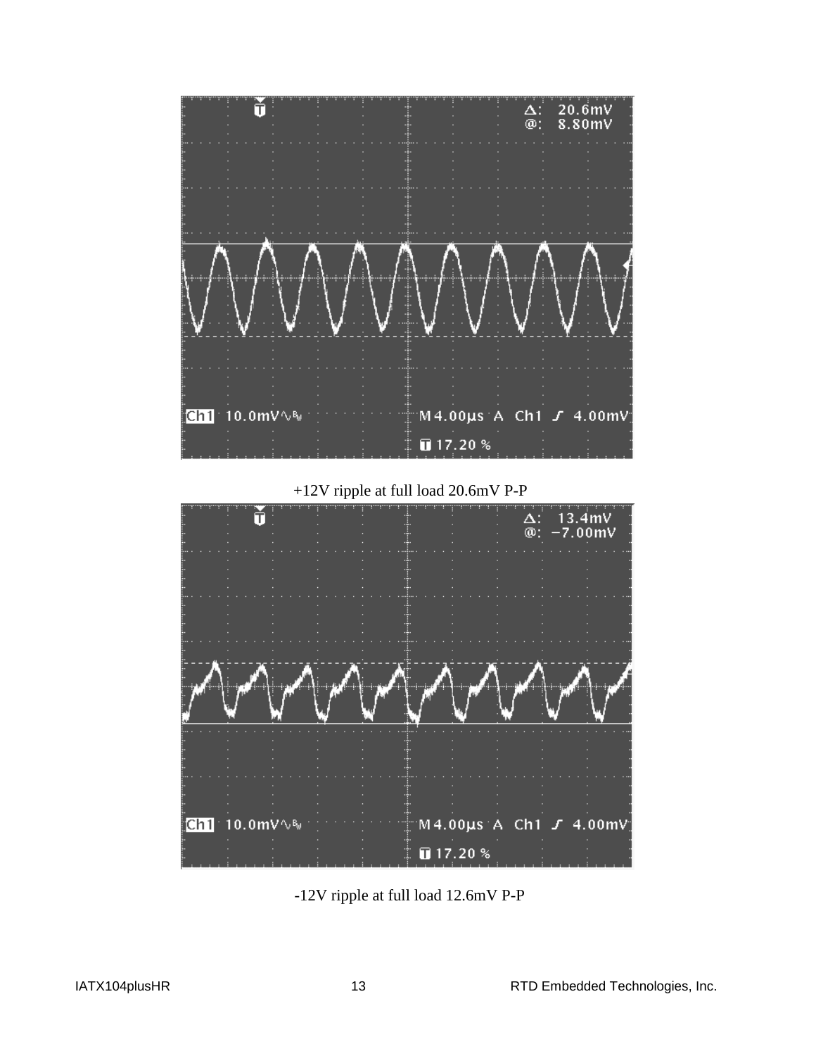+12V ripple at full load 20.6mV P-P

-12V ripple at full load 12.6mV P-P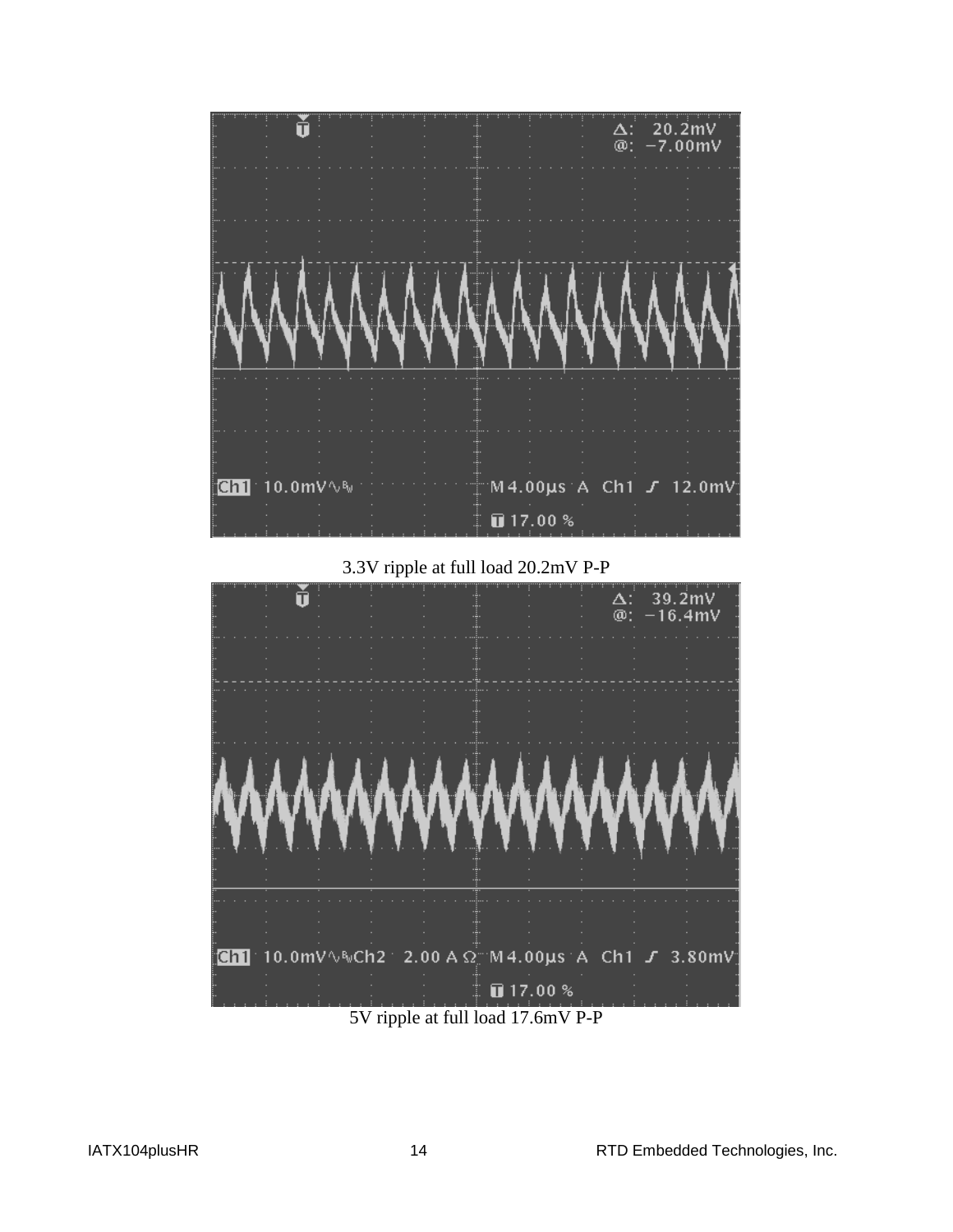3.3V ripple at full load 20.2mV P-P

5V ripple at full load 17.6mV P-P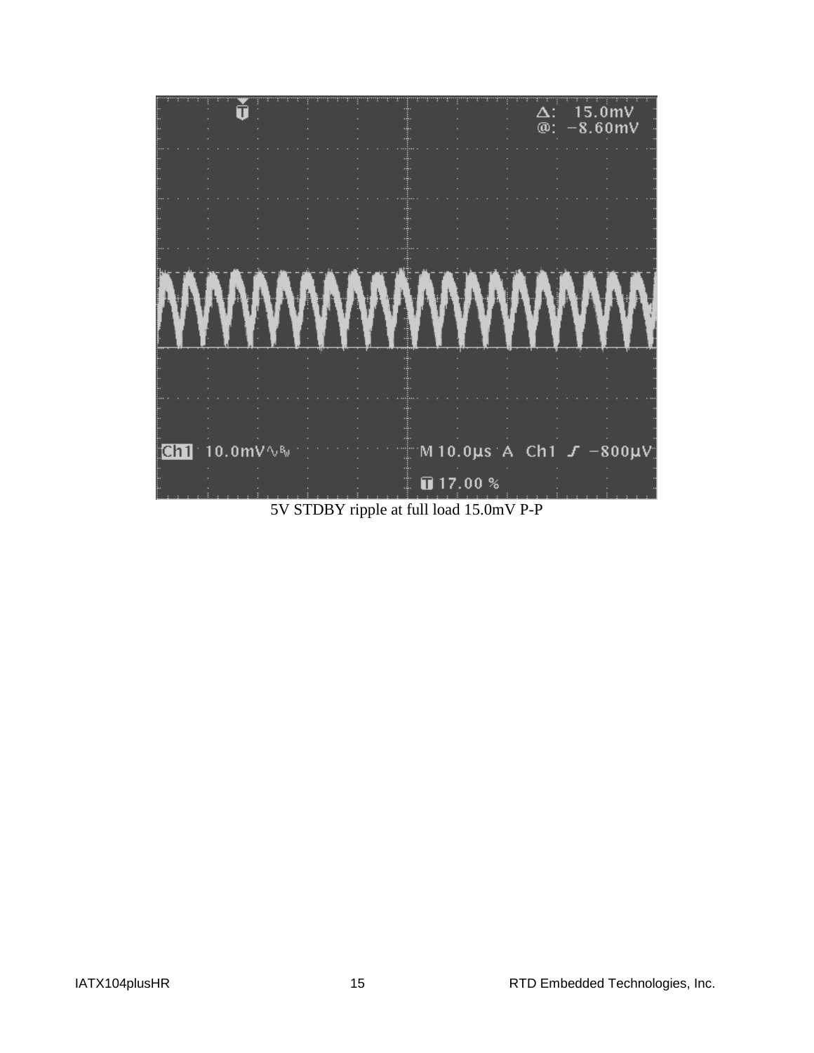5V STDBY ripple at full load 15.0mV P-P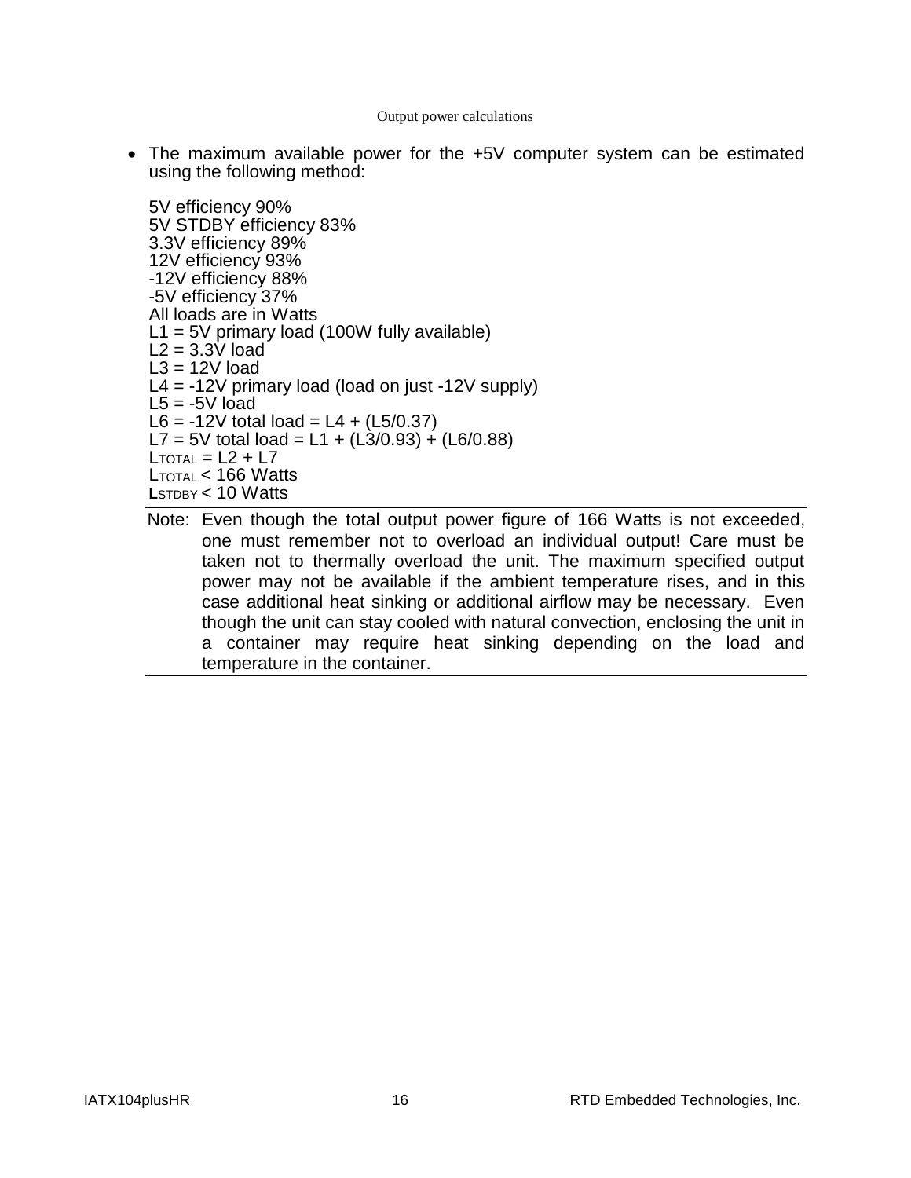Output power calculations

- The maximum available power for the +5V computer system can be estimated using the following method:

5V efficiency 90%
5V STDBY efficiency 83%
3.3V efficiency 89%
12V efficiency 93%
-12V efficiency 88%
-5V efficiency 37%
All loads are in Watts
L1 = 5V primary load (100W fully available)
L2 = 3.3V load
L3 = 12V load
L4 = -12V primary load (load on just -12V supply)
L5 = -5V load
L6 = -12V total load = L4 + (L5/0.37)
L7 = 5V total load = L1 + (L3/0.93) + (L6/0.88)
$L_{TOTAL}$ = L2 + L7
$L_{TOTAL}$ < 166 Watts
$L_{STDBY}$ < 10 Watts

Note: Even though the total output power figure of 166 Watts is not exceeded, one must remember not to overload an individual output! Care must be taken not to thermally overload the unit. The maximum specified output power may not be available if the ambient temperature rises, and in this case additional heat sinking or additional airflow may be necessary. Even though the unit can stay cooled with natural convection, enclosing the unit in a container may require heat sinking depending on the load and temperature in the container.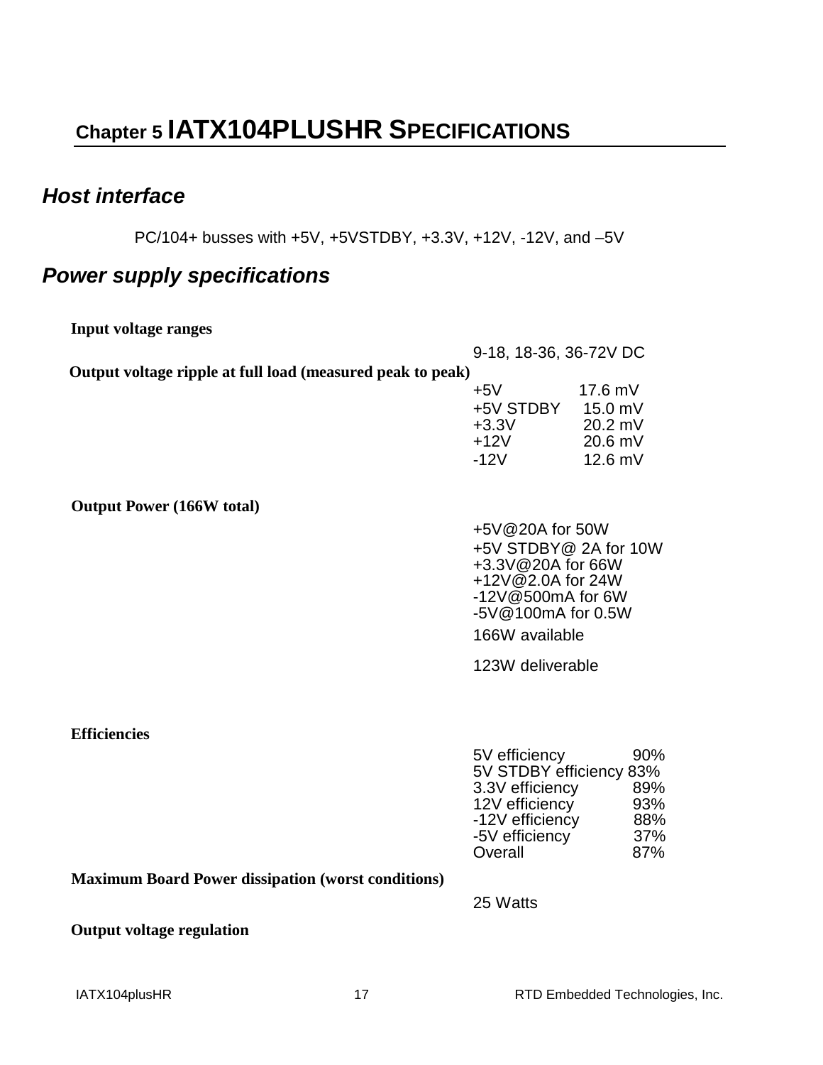# Chapter 5 IATX104PLUSHR SPECIFICATIONS

## *Host interface*

PC/104+ busses with +5V, +5VSTDBY, +3.3V, +12V, -12V, and –5V

## *Power supply specifications*

**Input voltage ranges**

9-18, 18-36, 36-72V DC

**Output voltage ripple at full load (measured peak to peak)**

| | |
|---|---|
| +5V | 17.6 mV |
| +5V STDBY | 15.0 mV |
| +3.3V | 20.2 mV |
| +12V | 20.6 mV |
| -12V | 12.6 mV |

**Output Power (166W total)**

+5V@20A for 50W
+5V STDBY@ 2A for 10W
+3.3V@20A for 66W
+12V@2.0A for 24W
-12V@500mA for 6W
-5V@100mA for 0.5W

166W available

123W deliverable

**Efficiencies**

| | |
|---|---|
| 5V efficiency | 90% |
| 5V STDBY efficiency | 83% |
| 3.3V efficiency | 89% |
| 12V efficiency | 93% |
| -12V efficiency | 88% |
| -5V efficiency | 37% |
| Overall | 87% |

**Maximum Board Power dissipation (worst conditions)**

25 Watts

**Output voltage regulation**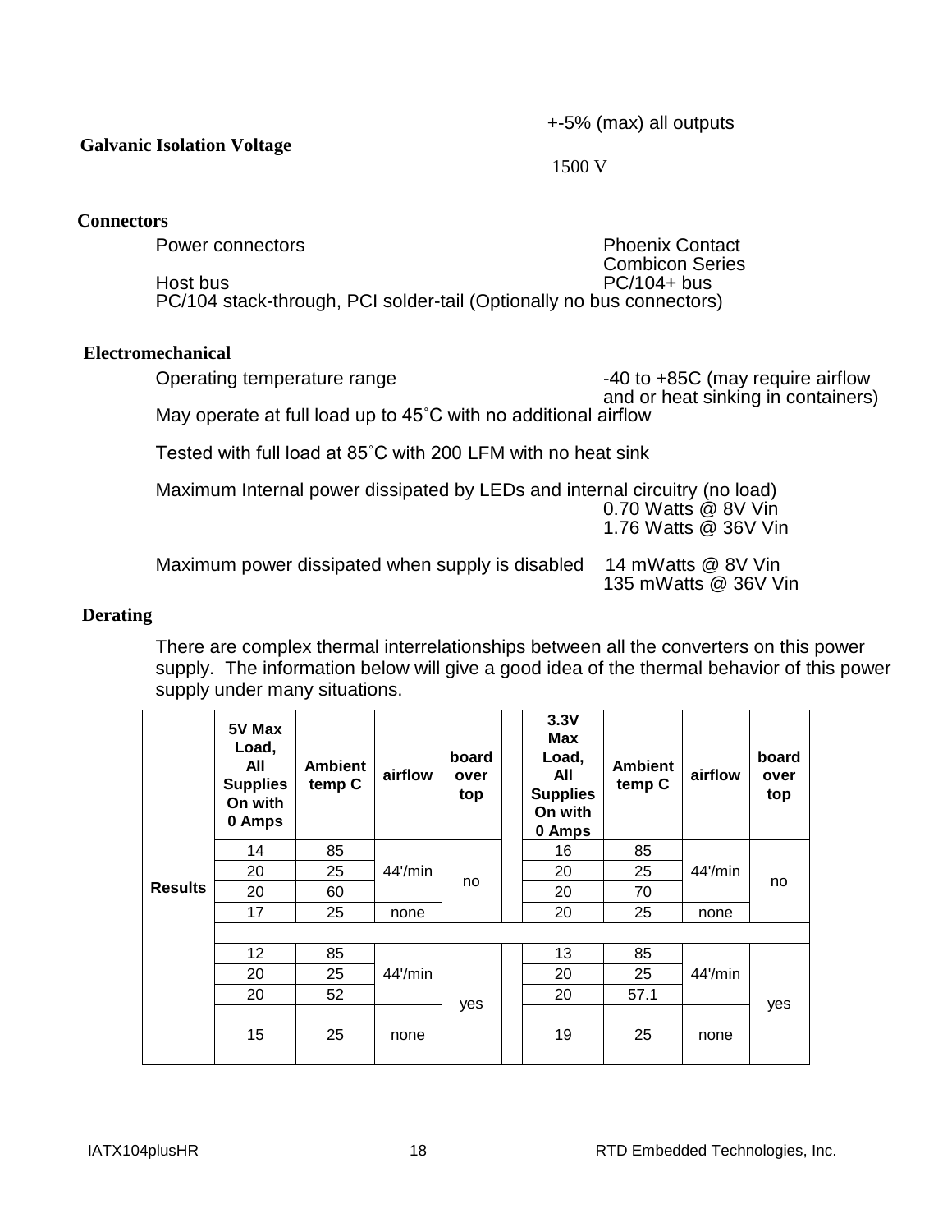+-5% (max) all outputs

**Galvanic Isolation Voltage**

1500 V

**Connectors**

Power connectors — Phoenix Contact Combicon Series

Host bus — PC/104+ bus

PC/104 stack-through, PCI solder-tail (Optionally no bus connectors)

**Electromechanical**

Operating temperature range — -40 to +85C (may require airflow and or heat sinking in containers)

May operate at full load up to 45˚C with no additional airflow

Tested with full load at 85˚C with 200 LFM with no heat sink

Maximum Internal power dissipated by LEDs and internal circuitry (no load)
0.70 Watts @ 8V Vin
1.76 Watts @ 36V Vin

Maximum power dissipated when supply is disabled — 14 mWatts @ 8V Vin
135 mWatts @ 36V Vin

**Derating**

There are complex thermal interrelationships between all the converters on this power supply. The information below will give a good idea of the thermal behavior of this power supply under many situations.

| | 5V Max Load, All Supplies On with 0 Amps | Ambient temp C | airflow | board over top | | 3.3V Max Load, All Supplies On with 0 Amps | Ambient temp C | airflow | board over top |
|---|---|---|---|---|---|---|---|---|---|
| Results | 14 | 85 | 44'/min | no | | 16 | 85 | 44'/min | no |
| | 20 | 25 | 44'/min | no | | 20 | 25 | 44'/min | no |
| | 20 | 60 | 44'/min | no | | 20 | 70 | 44'/min | no |
| | 17 | 25 | none | no | | 20 | 25 | none | no |
| | | | | | | | | | |
| | 12 | 85 | 44'/min | yes | | 13 | 85 | 44'/min | yes |
| | 20 | 25 | 44'/min | yes | | 20 | 25 | 44'/min | yes |
| | 20 | 52 | 44'/min | yes | | 20 | 57.1 | 44'/min | yes |
| | 15 | 25 | none | yes | | 19 | 25 | none | yes |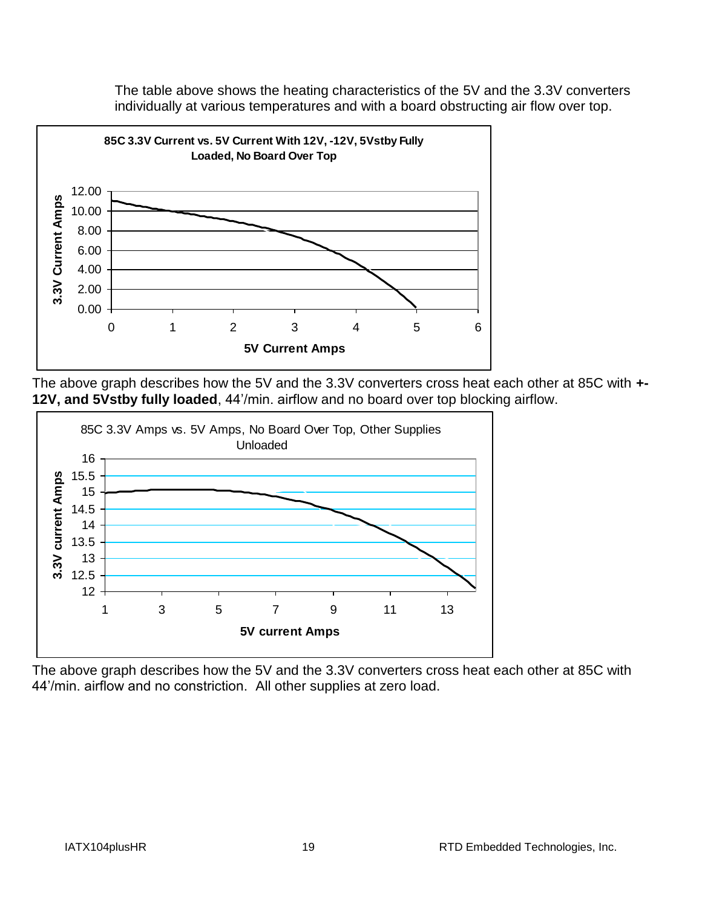The table above shows the heating characteristics of the 5V and the 3.3V converters individually at various temperatures and with a board obstructing air flow over top.

**85C 3.3V Current vs. 5V Current With 12V, -12V, 5Vstby Fully Loaded, No Board Over Top**

The above graph describes how the 5V and the 3.3V converters cross heat each other at 85C with **+-12V, and 5Vstby fully loaded**, 44'/min. airflow and no board over top blocking airflow.

85C 3.3V Amps vs. 5V Amps, No Board Over Top, Other Supplies Unloaded

The above graph describes how the 5V and the 3.3V converters cross heat each other at 85C with 44'/min. airflow and no constriction. All other supplies at zero load.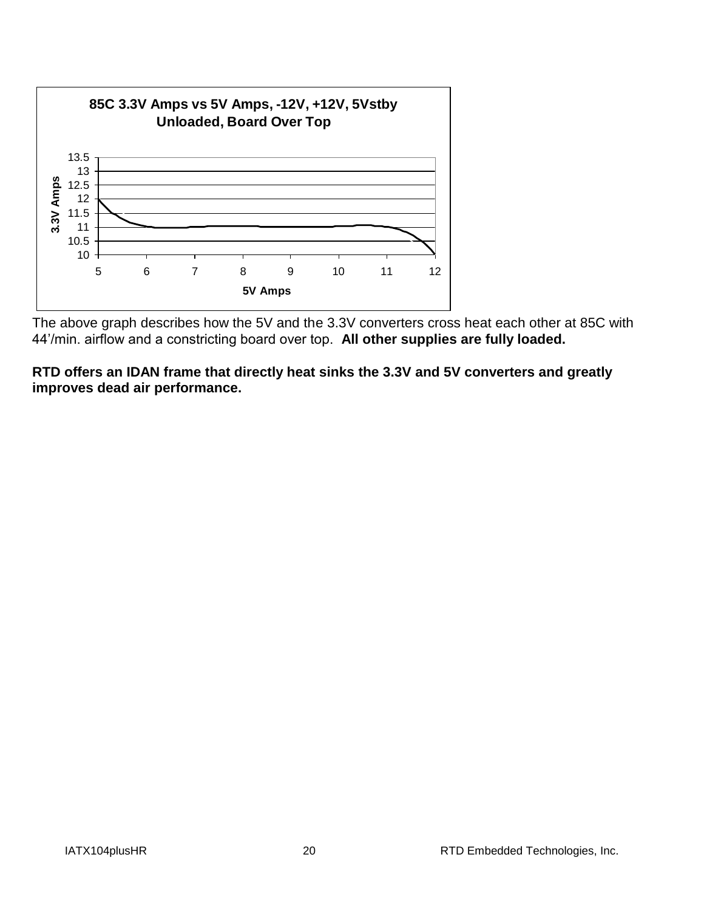**85C 3.3V Amps vs 5V Amps, -12V, +12V, 5Vstby Unloaded, Board Over Top**

The above graph describes how the 5V and the 3.3V converters cross heat each other at 85C with 44'/min. airflow and a constricting board over top. **All other supplies are fully loaded.**

**RTD offers an IDAN frame that directly heat sinks the 3.3V and 5V converters and greatly improves dead air performance.**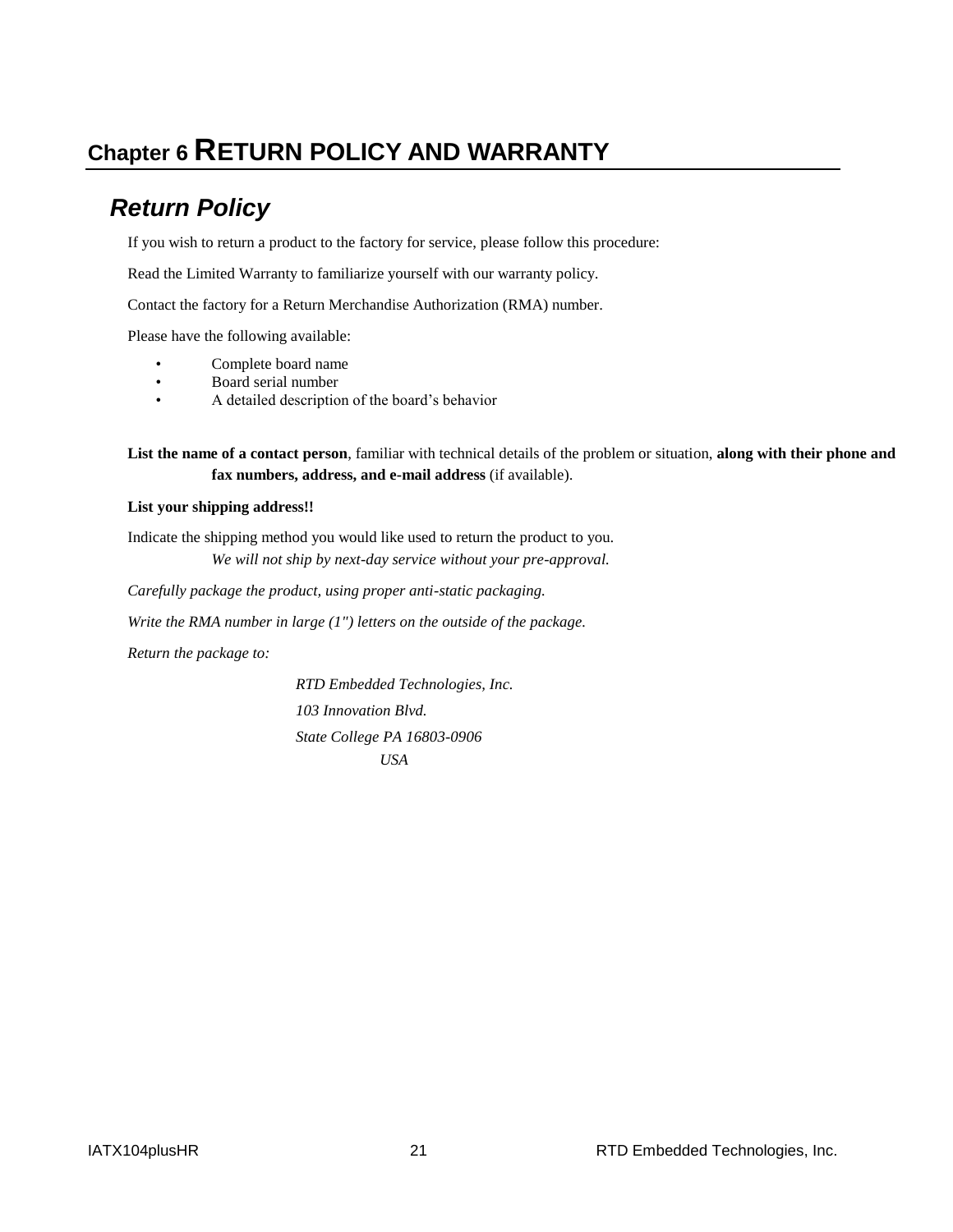# Chapter 6 RETURN POLICY AND WARRANTY

## *Return Policy*

If you wish to return a product to the factory for service, please follow this procedure:

Read the Limited Warranty to familiarize yourself with our warranty policy.

Contact the factory for a Return Merchandise Authorization (RMA) number.

Please have the following available:

- Complete board name
- Board serial number
- A detailed description of the board's behavior

**List the name of a contact person**, familiar with technical details of the problem or situation, **along with their phone and fax numbers, address, and e-mail address** (if available).

**List your shipping address!!**

Indicate the shipping method you would like used to return the product to you.
*We will not ship by next-day service without your pre-approval.*

*Carefully package the product, using proper anti-static packaging.*

*Write the RMA number in large (1") letters on the outside of the package.*

*Return the package to:*

*RTD Embedded Technologies, Inc.*

*103 Innovation Blvd.*

*State College PA 16803-0906*

*USA*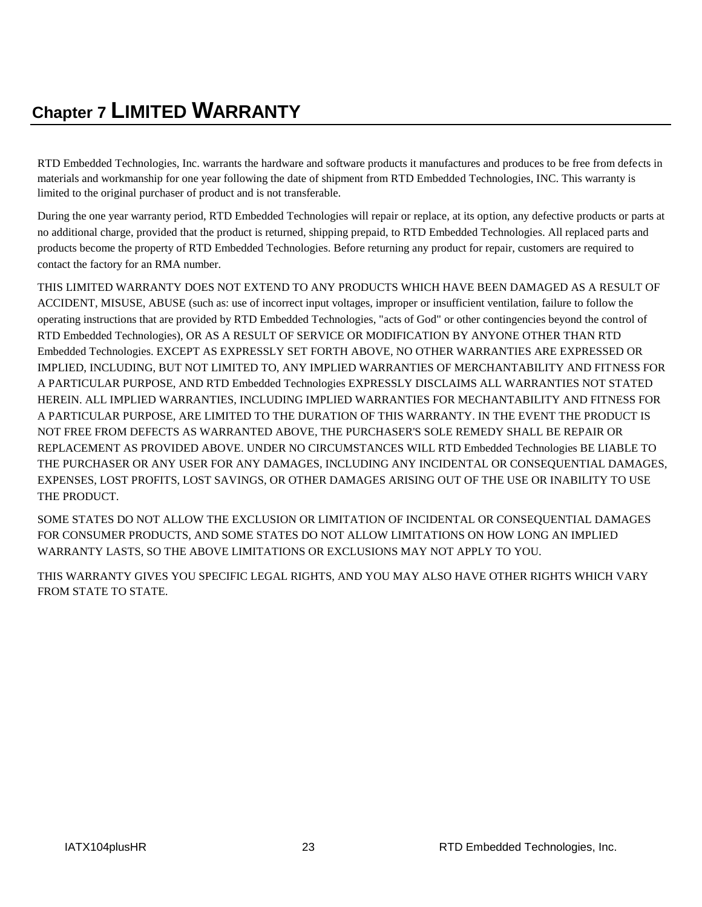# Chapter 7 LIMITED WARRANTY

RTD Embedded Technologies, Inc. warrants the hardware and software products it manufactures and produces to be free from defects in materials and workmanship for one year following the date of shipment from RTD Embedded Technologies, INC. This warranty is limited to the original purchaser of product and is not transferable.

During the one year warranty period, RTD Embedded Technologies will repair or replace, at its option, any defective products or parts at no additional charge, provided that the product is returned, shipping prepaid, to RTD Embedded Technologies. All replaced parts and products become the property of RTD Embedded Technologies. Before returning any product for repair, customers are required to contact the factory for an RMA number.

THIS LIMITED WARRANTY DOES NOT EXTEND TO ANY PRODUCTS WHICH HAVE BEEN DAMAGED AS A RESULT OF ACCIDENT, MISUSE, ABUSE (such as: use of incorrect input voltages, improper or insufficient ventilation, failure to follow the operating instructions that are provided by RTD Embedded Technologies, "acts of God" or other contingencies beyond the control of RTD Embedded Technologies), OR AS A RESULT OF SERVICE OR MODIFICATION BY ANYONE OTHER THAN RTD Embedded Technologies. EXCEPT AS EXPRESSLY SET FORTH ABOVE, NO OTHER WARRANTIES ARE EXPRESSED OR IMPLIED, INCLUDING, BUT NOT LIMITED TO, ANY IMPLIED WARRANTIES OF MERCHANTABILITY AND FITNESS FOR A PARTICULAR PURPOSE, AND RTD Embedded Technologies EXPRESSLY DISCLAIMS ALL WARRANTIES NOT STATED HEREIN. ALL IMPLIED WARRANTIES, INCLUDING IMPLIED WARRANTIES FOR MECHANTABILITY AND FITNESS FOR A PARTICULAR PURPOSE, ARE LIMITED TO THE DURATION OF THIS WARRANTY. IN THE EVENT THE PRODUCT IS NOT FREE FROM DEFECTS AS WARRANTED ABOVE, THE PURCHASER'S SOLE REMEDY SHALL BE REPAIR OR REPLACEMENT AS PROVIDED ABOVE. UNDER NO CIRCUMSTANCES WILL RTD Embedded Technologies BE LIABLE TO THE PURCHASER OR ANY USER FOR ANY DAMAGES, INCLUDING ANY INCIDENTAL OR CONSEQUENTIAL DAMAGES, EXPENSES, LOST PROFITS, LOST SAVINGS, OR OTHER DAMAGES ARISING OUT OF THE USE OR INABILITY TO USE THE PRODUCT.

SOME STATES DO NOT ALLOW THE EXCLUSION OR LIMITATION OF INCIDENTAL OR CONSEQUENTIAL DAMAGES FOR CONSUMER PRODUCTS, AND SOME STATES DO NOT ALLOW LIMITATIONS ON HOW LONG AN IMPLIED WARRANTY LASTS, SO THE ABOVE LIMITATIONS OR EXCLUSIONS MAY NOT APPLY TO YOU.

THIS WARRANTY GIVES YOU SPECIFIC LEGAL RIGHTS, AND YOU MAY ALSO HAVE OTHER RIGHTS WHICH VARY FROM STATE TO STATE.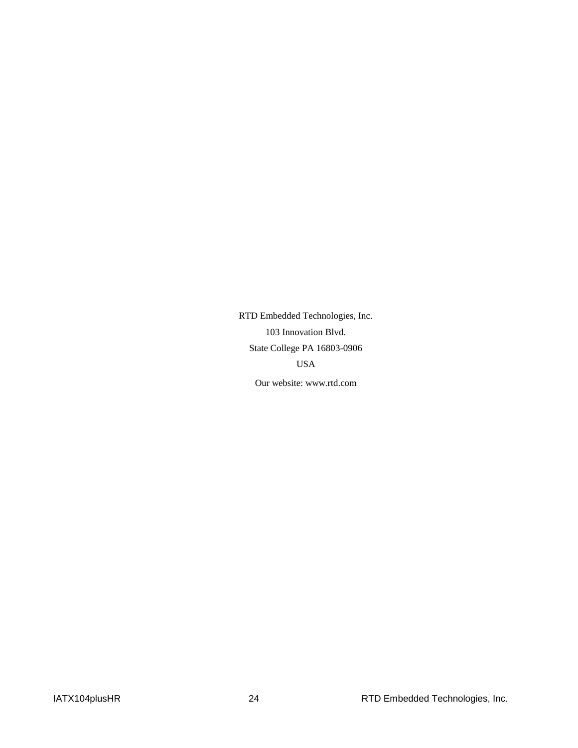RTD Embedded Technologies, Inc.

103 Innovation Blvd.

State College PA 16803-0906

USA

Our website: www.rtd.com